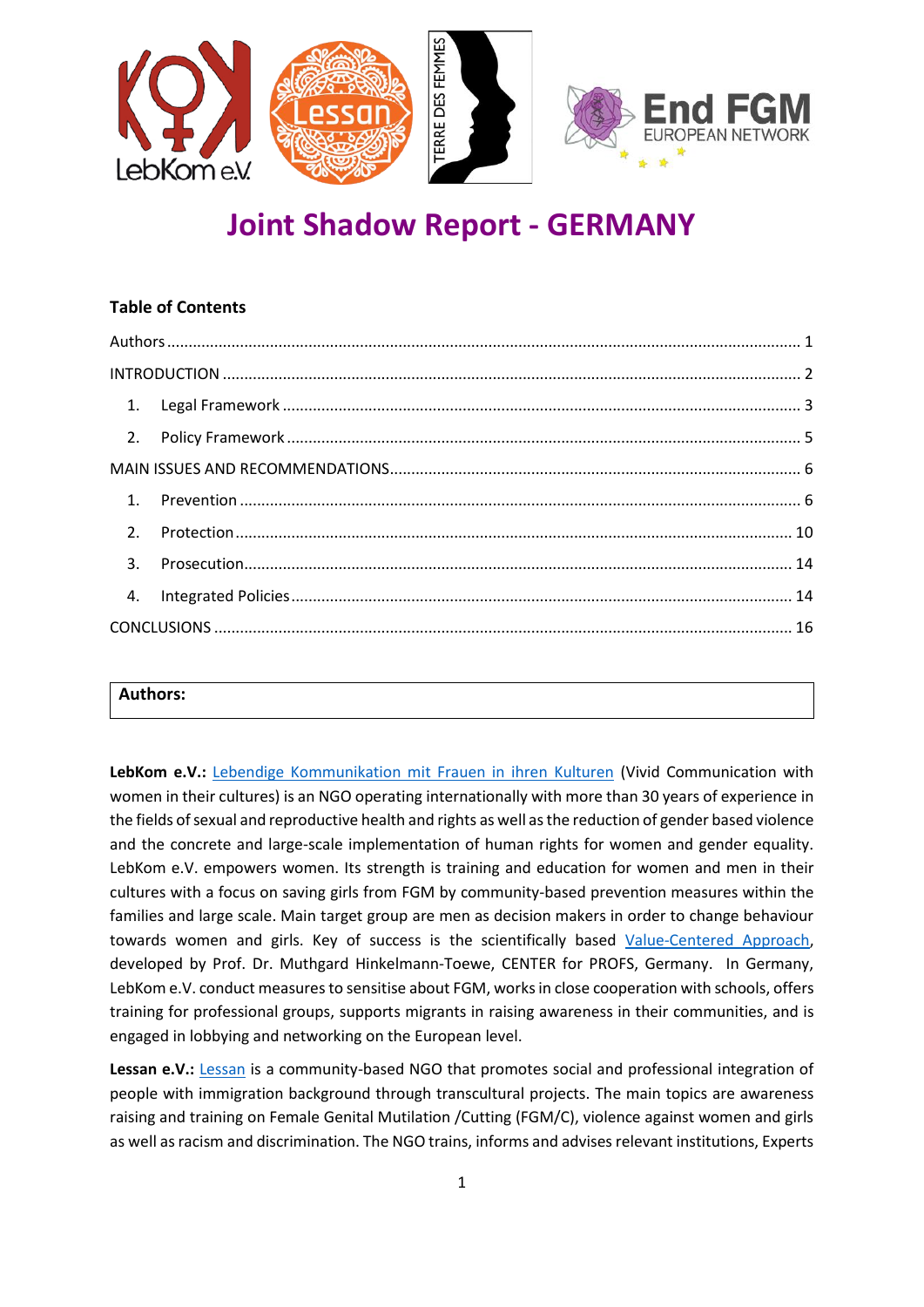# Joint Shadow Report - GERMANY

**Table of Contents**

Authors ..... 1

INTRODUCTION ..... 2

1. Legal Framework ..... 3
2. Policy Framework ..... 5

MAIN ISSUES AND RECOMMENDATIONS ..... 6

1. Prevention ..... 6
2. Protection ..... 10
3. Prosecution ..... 14
4. Integrated Policies ..... 14

CONCLUSIONS ..... 16

## Authors:

**LebKom e.V.:** Lebendige Kommunikation mit Frauen in ihren Kulturen (Vivid Communication with women in their cultures) is an NGO operating internationally with more than 30 years of experience in the fields of sexual and reproductive health and rights as well as the reduction of gender based violence and the concrete and large-scale implementation of human rights for women and gender equality. LebKom e.V. empowers women. Its strength is training and education for women and men in their cultures with a focus on saving girls from FGM by community-based prevention measures within the families and large scale. Main target group are men as decision makers in order to change behaviour towards women and girls. Key of success is the scientifically based Value-Centered Approach, developed by Prof. Dr. Muthgard Hinkelmann-Toewe, CENTER for PROFS, Germany. In Germany, LebKom e.V. conduct measures to sensitise about FGM, works in close cooperation with schools, offers training for professional groups, supports migrants in raising awareness in their communities, and is engaged in lobbying and networking on the European level.

**Lessan e.V.:** Lessan is a community-based NGO that promotes social and professional integration of people with immigration background through transcultural projects. The main topics are awareness raising and training on Female Genital Mutilation /Cutting (FGM/C), violence against women and girls as well as racism and discrimination. The NGO trains, informs and advises relevant institutions, Experts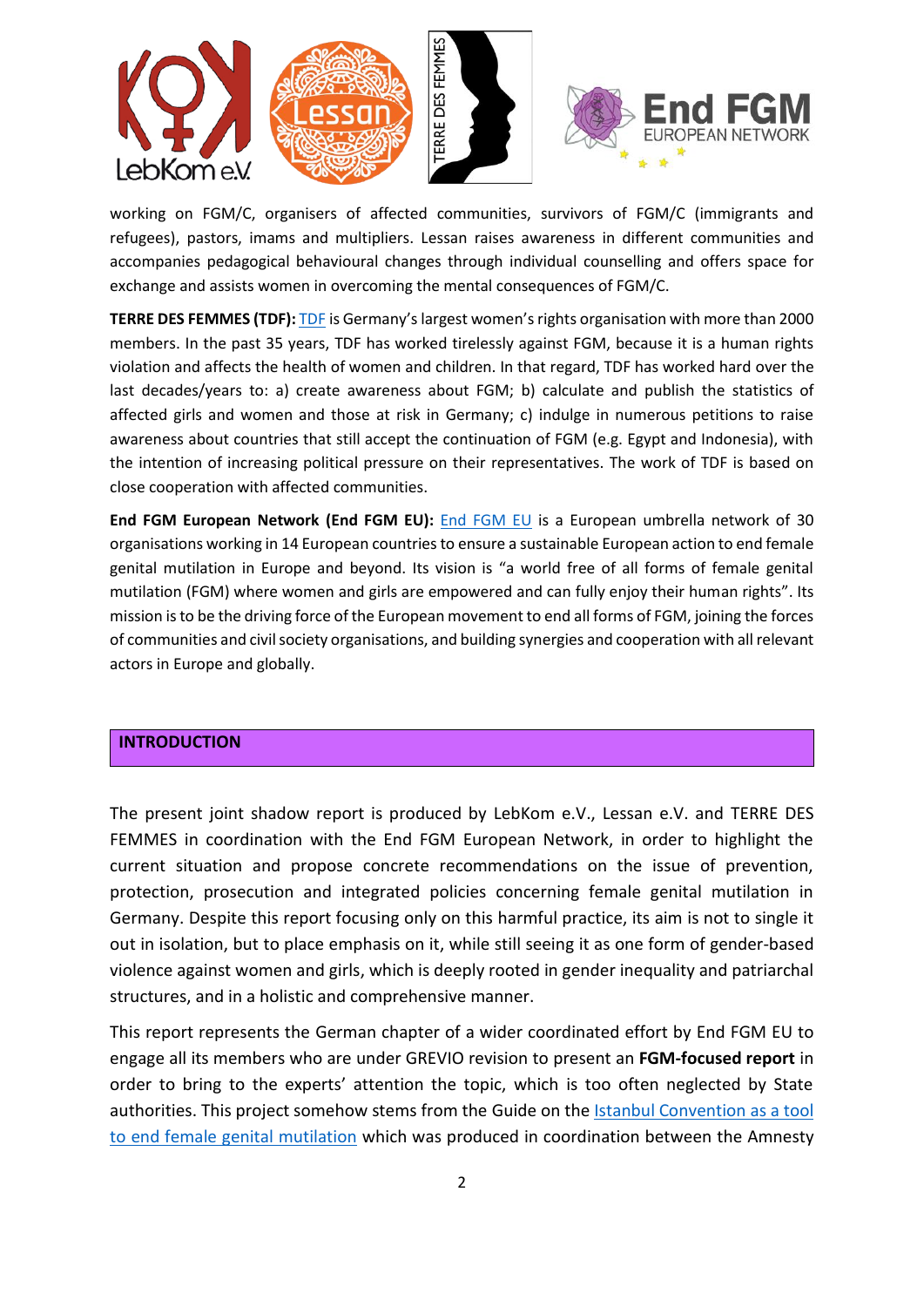working on FGM/C, organisers of affected communities, survivors of FGM/C (immigrants and refugees), pastors, imams and multipliers. Lessan raises awareness in different communities and accompanies pedagogical behavioural changes through individual counselling and offers space for exchange and assists women in overcoming the mental consequences of FGM/C.

**TERRE DES FEMMES (TDF):** TDF is Germany's largest women's rights organisation with more than 2000 members. In the past 35 years, TDF has worked tirelessly against FGM, because it is a human rights violation and affects the health of women and children. In that regard, TDF has worked hard over the last decades/years to: a) create awareness about FGM; b) calculate and publish the statistics of affected girls and women and those at risk in Germany; c) indulge in numerous petitions to raise awareness about countries that still accept the continuation of FGM (e.g. Egypt and Indonesia), with the intention of increasing political pressure on their representatives. The work of TDF is based on close cooperation with affected communities.

**End FGM European Network (End FGM EU):** End FGM EU is a European umbrella network of 30 organisations working in 14 European countries to ensure a sustainable European action to end female genital mutilation in Europe and beyond. Its vision is "a world free of all forms of female genital mutilation (FGM) where women and girls are empowered and can fully enjoy their human rights". Its mission is to be the driving force of the European movement to end all forms of FGM, joining the forces of communities and civil society organisations, and building synergies and cooperation with all relevant actors in Europe and globally.

## INTRODUCTION

The present joint shadow report is produced by LebKom e.V., Lessan e.V. and TERRE DES FEMMES in coordination with the End FGM European Network, in order to highlight the current situation and propose concrete recommendations on the issue of prevention, protection, prosecution and integrated policies concerning female genital mutilation in Germany. Despite this report focusing only on this harmful practice, its aim is not to single it out in isolation, but to place emphasis on it, while still seeing it as one form of gender-based violence against women and girls, which is deeply rooted in gender inequality and patriarchal structures, and in a holistic and comprehensive manner.

This report represents the German chapter of a wider coordinated effort by End FGM EU to engage all its members who are under GREVIO revision to present an **FGM-focused report** in order to bring to the experts' attention the topic, which is too often neglected by State authorities. This project somehow stems from the Guide on the Istanbul Convention as a tool to end female genital mutilation which was produced in coordination between the Amnesty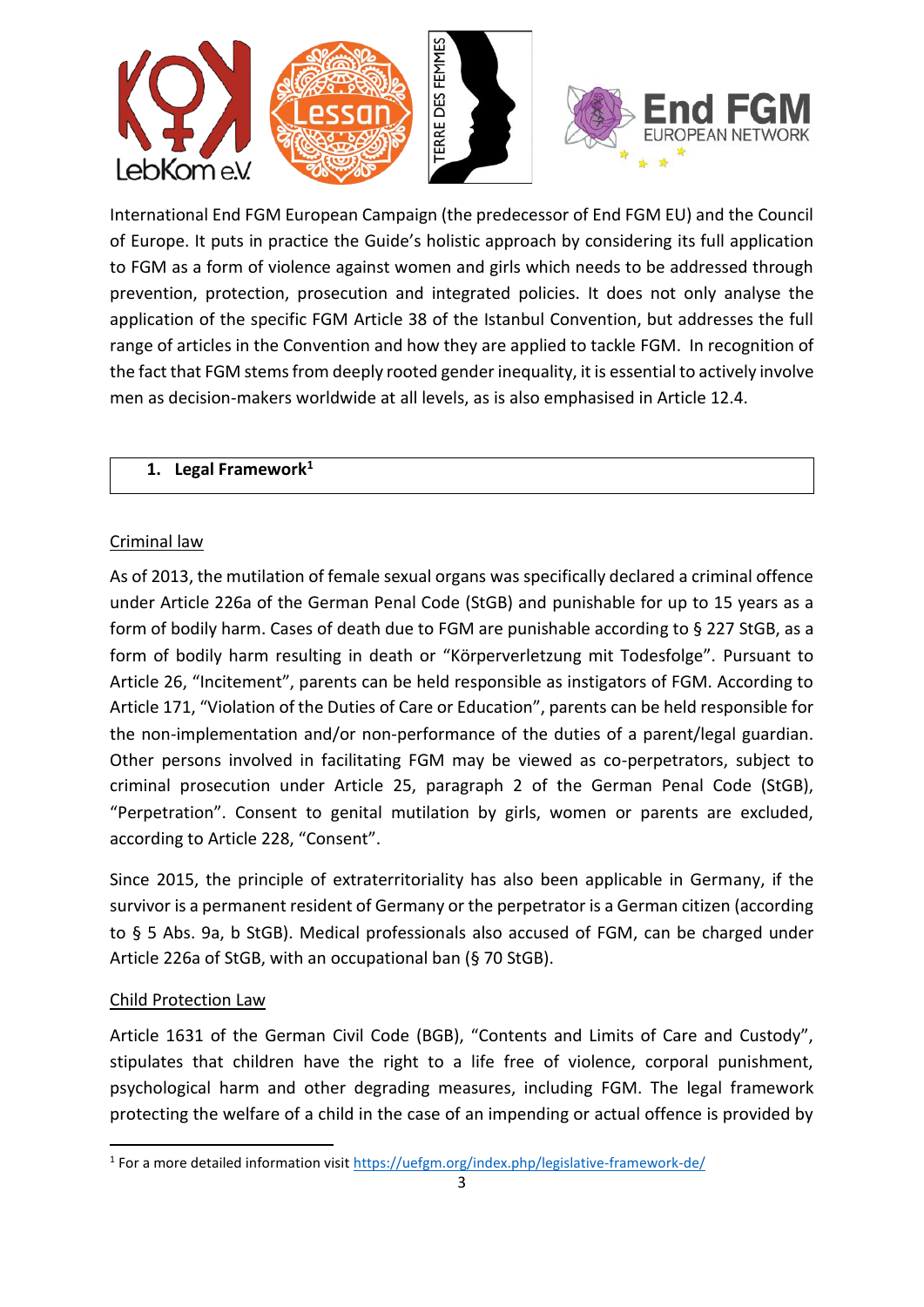International End FGM European Campaign (the predecessor of End FGM EU) and the Council of Europe. It puts in practice the Guide's holistic approach by considering its full application to FGM as a form of violence against women and girls which needs to be addressed through prevention, protection, prosecution and integrated policies. It does not only analyse the application of the specific FGM Article 38 of the Istanbul Convention, but addresses the full range of articles in the Convention and how they are applied to tackle FGM. In recognition of the fact that FGM stems from deeply rooted gender inequality, it is essential to actively involve men as decision-makers worldwide at all levels, as is also emphasised in Article 12.4.

## 1. Legal Framework[1]

### Criminal law

As of 2013, the mutilation of female sexual organs was specifically declared a criminal offence under Article 226a of the German Penal Code (StGB) and punishable for up to 15 years as a form of bodily harm. Cases of death due to FGM are punishable according to § 227 StGB, as a form of bodily harm resulting in death or "Körperverletzung mit Todesfolge". Pursuant to Article 26, "Incitement", parents can be held responsible as instigators of FGM. According to Article 171, "Violation of the Duties of Care or Education", parents can be held responsible for the non-implementation and/or non-performance of the duties of a parent/legal guardian. Other persons involved in facilitating FGM may be viewed as co-perpetrators, subject to criminal prosecution under Article 25, paragraph 2 of the German Penal Code (StGB), "Perpetration". Consent to genital mutilation by girls, women or parents are excluded, according to Article 228, "Consent".

Since 2015, the principle of extraterritoriality has also been applicable in Germany, if the survivor is a permanent resident of Germany or the perpetrator is a German citizen (according to § 5 Abs. 9a, b StGB). Medical professionals also accused of FGM, can be charged under Article 226a of StGB, with an occupational ban (§ 70 StGB).

### Child Protection Law

Article 1631 of the German Civil Code (BGB), "Contents and Limits of Care and Custody", stipulates that children have the right to a life free of violence, corporal punishment, psychological harm and other degrading measures, including FGM. The legal framework protecting the welfare of a child in the case of an impending or actual offence is provided by

[1] For a more detailed information visit https://uefgm.org/index.php/legislative-framework-de/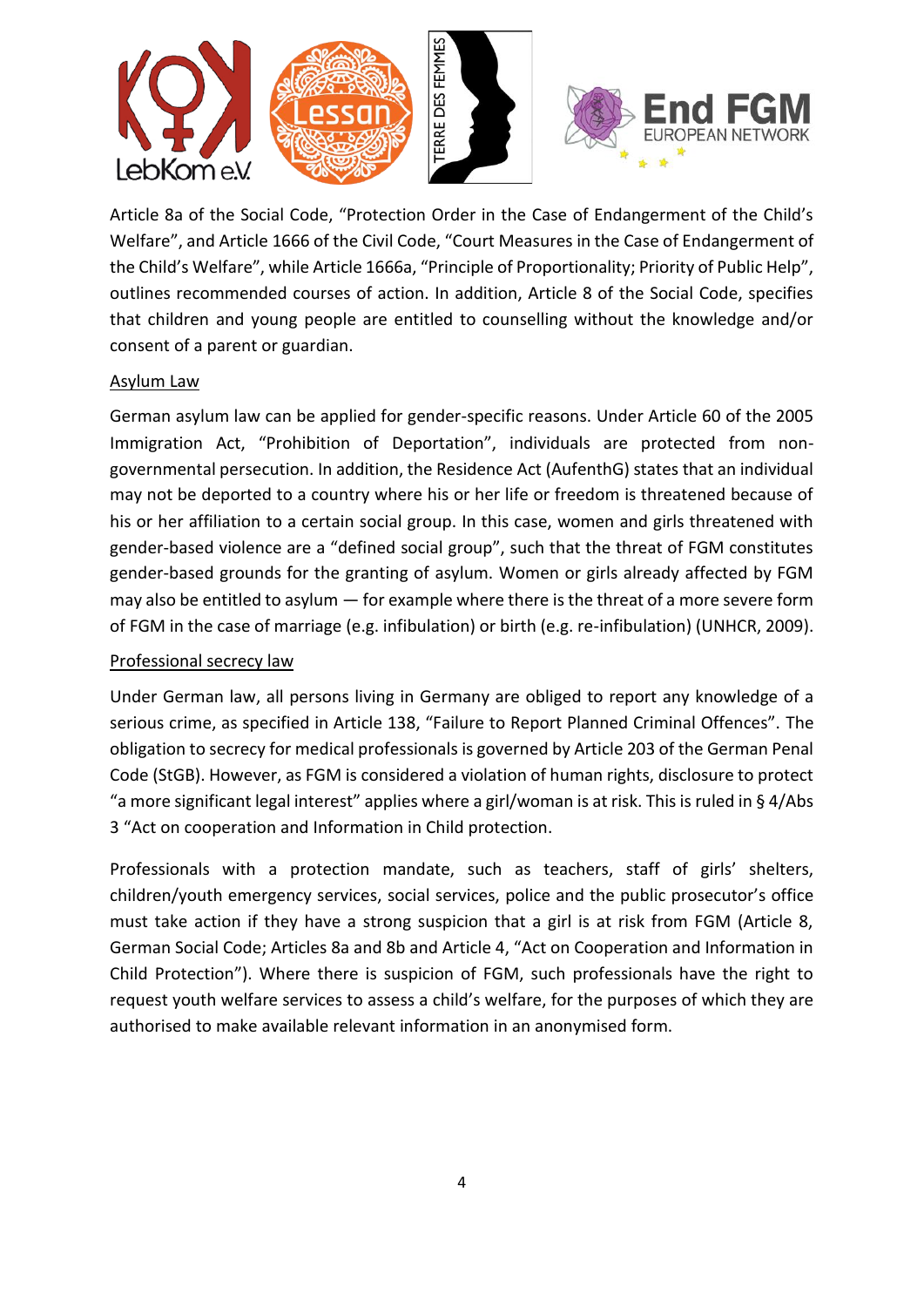Article 8a of the Social Code, "Protection Order in the Case of Endangerment of the Child's Welfare", and Article 1666 of the Civil Code, "Court Measures in the Case of Endangerment of the Child's Welfare", while Article 1666a, "Principle of Proportionality; Priority of Public Help", outlines recommended courses of action. In addition, Article 8 of the Social Code, specifies that children and young people are entitled to counselling without the knowledge and/or consent of a parent or guardian.

<u>Asylum Law</u>

German asylum law can be applied for gender-specific reasons. Under Article 60 of the 2005 Immigration Act, "Prohibition of Deportation", individuals are protected from non-governmental persecution. In addition, the Residence Act (AufenthG) states that an individual may not be deported to a country where his or her life or freedom is threatened because of his or her affiliation to a certain social group. In this case, women and girls threatened with gender-based violence are a "defined social group", such that the threat of FGM constitutes gender-based grounds for the granting of asylum. Women or girls already affected by FGM may also be entitled to asylum — for example where there is the threat of a more severe form of FGM in the case of marriage (e.g. infibulation) or birth (e.g. re-infibulation) (UNHCR, 2009).

<u>Professional secrecy law</u>

Under German law, all persons living in Germany are obliged to report any knowledge of a serious crime, as specified in Article 138, "Failure to Report Planned Criminal Offences". The obligation to secrecy for medical professionals is governed by Article 203 of the German Penal Code (StGB). However, as FGM is considered a violation of human rights, disclosure to protect "a more significant legal interest" applies where a girl/woman is at risk. This is ruled in § 4/Abs 3 "Act on cooperation and Information in Child protection.

Professionals with a protection mandate, such as teachers, staff of girls' shelters, children/youth emergency services, social services, police and the public prosecutor's office must take action if they have a strong suspicion that a girl is at risk from FGM (Article 8, German Social Code; Articles 8a and 8b and Article 4, "Act on Cooperation and Information in Child Protection"). Where there is suspicion of FGM, such professionals have the right to request youth welfare services to assess a child's welfare, for the purposes of which they are authorised to make available relevant information in an anonymised form.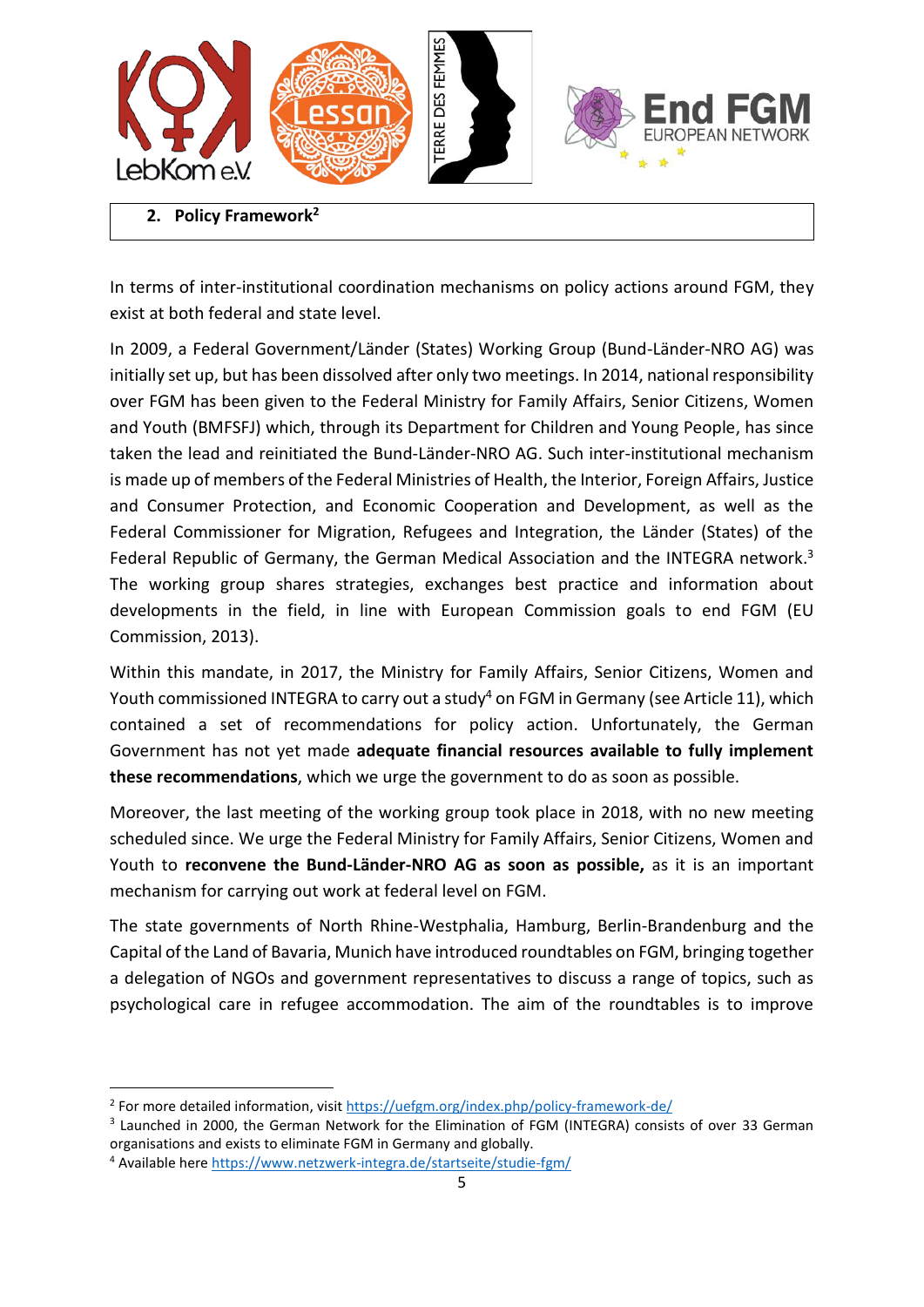## 2. Policy Framework[2]

In terms of inter-institutional coordination mechanisms on policy actions around FGM, they exist at both federal and state level.

In 2009, a Federal Government/Länder (States) Working Group (Bund-Länder-NRO AG) was initially set up, but has been dissolved after only two meetings. In 2014, national responsibility over FGM has been given to the Federal Ministry for Family Affairs, Senior Citizens, Women and Youth (BMFSFJ) which, through its Department for Children and Young People, has since taken the lead and reinitiated the Bund-Länder-NRO AG. Such inter-institutional mechanism is made up of members of the Federal Ministries of Health, the Interior, Foreign Affairs, Justice and Consumer Protection, and Economic Cooperation and Development, as well as the Federal Commissioner for Migration, Refugees and Integration, the Länder (States) of the Federal Republic of Germany, the German Medical Association and the INTEGRA network.[3] The working group shares strategies, exchanges best practice and information about developments in the field, in line with European Commission goals to end FGM (EU Commission, 2013).

Within this mandate, in 2017, the Ministry for Family Affairs, Senior Citizens, Women and Youth commissioned INTEGRA to carry out a study[4] on FGM in Germany (see Article 11), which contained a set of recommendations for policy action. Unfortunately, the German Government has not yet made **adequate financial resources available to fully implement these recommendations**, which we urge the government to do as soon as possible.

Moreover, the last meeting of the working group took place in 2018, with no new meeting scheduled since. We urge the Federal Ministry for Family Affairs, Senior Citizens, Women and Youth to **reconvene the Bund-Länder-NRO AG as soon as possible,** as it is an important mechanism for carrying out work at federal level on FGM.

The state governments of North Rhine-Westphalia, Hamburg, Berlin-Brandenburg and the Capital of the Land of Bavaria, Munich have introduced roundtables on FGM, bringing together a delegation of NGOs and government representatives to discuss a range of topics, such as psychological care in refugee accommodation. The aim of the roundtables is to improve

---

[2] For more detailed information, visit https://uefgm.org/index.php/policy-framework-de/

[3] Launched in 2000, the German Network for the Elimination of FGM (INTEGRA) consists of over 33 German organisations and exists to eliminate FGM in Germany and globally.

[4] Available here https://www.netzwerk-integra.de/startseite/studie-fgm/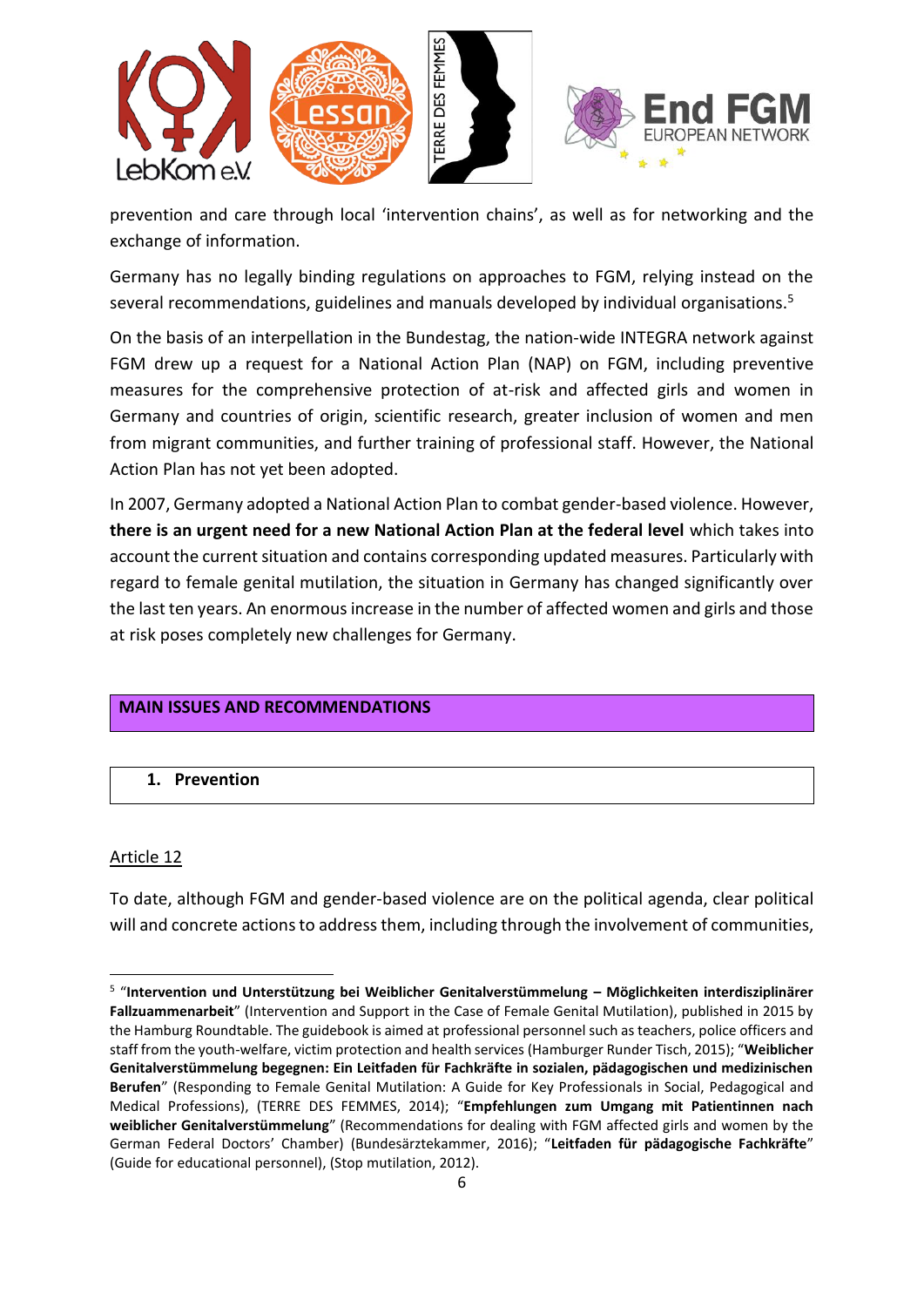prevention and care through local 'intervention chains', as well as for networking and the exchange of information.

Germany has no legally binding regulations on approaches to FGM, relying instead on the several recommendations, guidelines and manuals developed by individual organisations.[5]

On the basis of an interpellation in the Bundestag, the nation-wide INTEGRA network against FGM drew up a request for a National Action Plan (NAP) on FGM, including preventive measures for the comprehensive protection of at-risk and affected girls and women in Germany and countries of origin, scientific research, greater inclusion of women and men from migrant communities, and further training of professional staff. However, the National Action Plan has not yet been adopted.

In 2007, Germany adopted a National Action Plan to combat gender-based violence. However, **there is an urgent need for a new National Action Plan at the federal level** which takes into account the current situation and contains corresponding updated measures. Particularly with regard to female genital mutilation, the situation in Germany has changed significantly over the last ten years. An enormous increase in the number of affected women and girls and those at risk poses completely new challenges for Germany.

## MAIN ISSUES AND RECOMMENDATIONS

### 1. Prevention

Article 12

To date, although FGM and gender-based violence are on the political agenda, clear political will and concrete actions to address them, including through the involvement of communities,

---

[5] "**Intervention und Unterstützung bei Weiblicher Genitalverstümmelung – Möglichkeiten interdisziplinärer Fallzuammenarbeit**" (Intervention and Support in the Case of Female Genital Mutilation), published in 2015 by the Hamburg Roundtable. The guidebook is aimed at professional personnel such as teachers, police officers and staff from the youth-welfare, victim protection and health services (Hamburger Runder Tisch, 2015); "**Weiblicher Genitalverstümmelung begegnen: Ein Leitfaden für Fachkräfte in sozialen, pädagogischen und medizinischen Berufen**" (Responding to Female Genital Mutilation: A Guide for Key Professionals in Social, Pedagogical and Medical Professions), (TERRE DES FEMMES, 2014); "**Empfehlungen zum Umgang mit Patientinnen nach weiblicher Genitalverstümmelung**" (Recommendations for dealing with FGM affected girls and women by the German Federal Doctors' Chamber) (Bundesärztekammer, 2016); "**Leitfaden für pädagogische Fachkräfte**" (Guide for educational personnel), (Stop mutilation, 2012).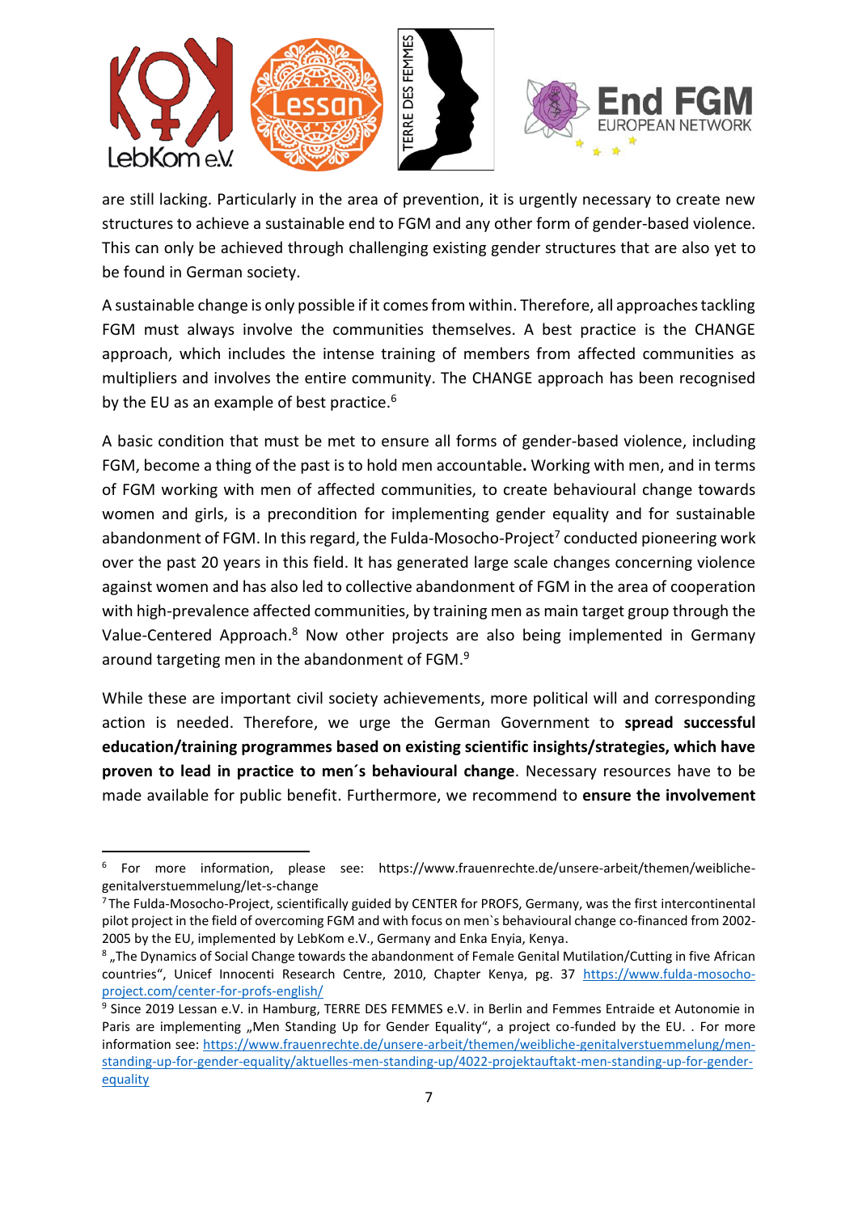are still lacking. Particularly in the area of prevention, it is urgently necessary to create new structures to achieve a sustainable end to FGM and any other form of gender-based violence. This can only be achieved through challenging existing gender structures that are also yet to be found in German society.

A sustainable change is only possible if it comes from within. Therefore, all approaches tackling FGM must always involve the communities themselves. A best practice is the CHANGE approach, which includes the intense training of members from affected communities as multipliers and involves the entire community. The CHANGE approach has been recognised by the EU as an example of best practice.[6]

A basic condition that must be met to ensure all forms of gender-based violence, including FGM, become a thing of the past is to hold men accountable**.** Working with men, and in terms of FGM working with men of affected communities, to create behavioural change towards women and girls, is a precondition for implementing gender equality and for sustainable abandonment of FGM. In this regard, the Fulda-Mosocho-Project[7] conducted pioneering work over the past 20 years in this field. It has generated large scale changes concerning violence against women and has also led to collective abandonment of FGM in the area of cooperation with high-prevalence affected communities, by training men as main target group through the Value-Centered Approach.[8] Now other projects are also being implemented in Germany around targeting men in the abandonment of FGM.[9]

While these are important civil society achievements, more political will and corresponding action is needed. Therefore, we urge the German Government to **spread successful education/training programmes based on existing scientific insights/strategies, which have proven to lead in practice to men´s behavioural change**. Necessary resources have to be made available for public benefit. Furthermore, we recommend to **ensure the involvement**

---

[6] For more information, please see: https://www.frauenrechte.de/unsere-arbeit/themen/weibliche-genitalverstuemmelung/let-s-change

[7] The Fulda-Mosocho-Project, scientifically guided by CENTER for PROFS, Germany, was the first intercontinental pilot project in the field of overcoming FGM and with focus on men`s behavioural change co-financed from 2002-2005 by the EU, implemented by LebKom e.V., Germany and Enka Enyia, Kenya.

[8] „The Dynamics of Social Change towards the abandonment of Female Genital Mutilation/Cutting in five African countries", Unicef Innocenti Research Centre, 2010, Chapter Kenya, pg. 37 https://www.fulda-mosocho-project.com/center-for-profs-english/

[9] Since 2019 Lessan e.V. in Hamburg, TERRE DES FEMMES e.V. in Berlin and Femmes Entraide et Autonomie in Paris are implementing „Men Standing Up for Gender Equality", a project co-funded by the EU. . For more information see: https://www.frauenrechte.de/unsere-arbeit/themen/weibliche-genitalverstuemmelung/men-standing-up-for-gender-equality/aktuelles-men-standing-up/4022-projektauftakt-men-standing-up-for-gender-equality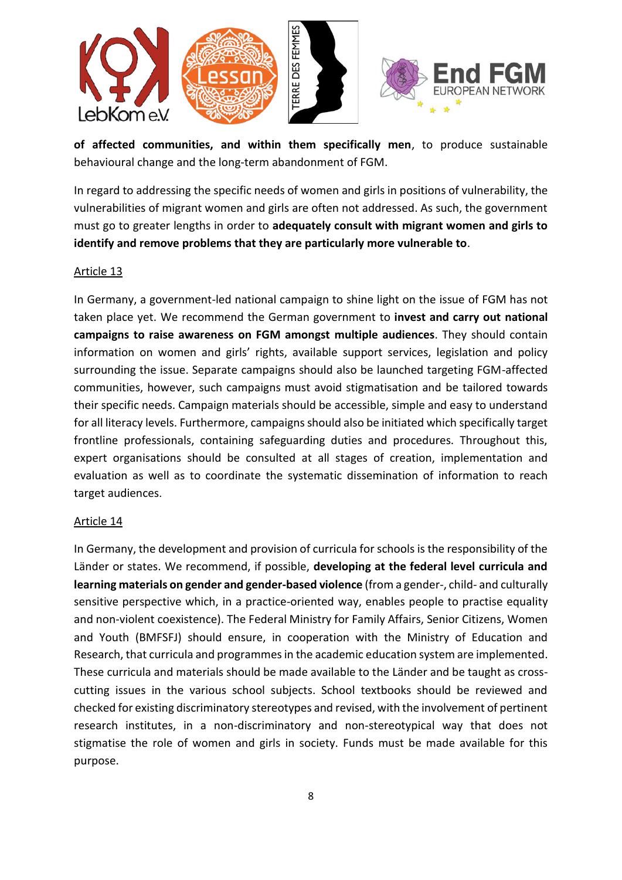**of affected communities, and within them specifically men**, to produce sustainable behavioural change and the long-term abandonment of FGM.

In regard to addressing the specific needs of women and girls in positions of vulnerability, the vulnerabilities of migrant women and girls are often not addressed. As such, the government must go to greater lengths in order to **adequately consult with migrant women and girls to identify and remove problems that they are particularly more vulnerable to**.

Article 13

In Germany, a government-led national campaign to shine light on the issue of FGM has not taken place yet. We recommend the German government to **invest and carry out national campaigns to raise awareness on FGM amongst multiple audiences**. They should contain information on women and girls' rights, available support services, legislation and policy surrounding the issue. Separate campaigns should also be launched targeting FGM-affected communities, however, such campaigns must avoid stigmatisation and be tailored towards their specific needs. Campaign materials should be accessible, simple and easy to understand for all literacy levels. Furthermore, campaigns should also be initiated which specifically target frontline professionals, containing safeguarding duties and procedures. Throughout this, expert organisations should be consulted at all stages of creation, implementation and evaluation as well as to coordinate the systematic dissemination of information to reach target audiences.

Article 14

In Germany, the development and provision of curricula for schools is the responsibility of the Länder or states. We recommend, if possible, **developing at the federal level curricula and learning materials on gender and gender-based violence** (from a gender-, child- and culturally sensitive perspective which, in a practice-oriented way, enables people to practise equality and non-violent coexistence). The Federal Ministry for Family Affairs, Senior Citizens, Women and Youth (BMFSFJ) should ensure, in cooperation with the Ministry of Education and Research, that curricula and programmes in the academic education system are implemented. These curricula and materials should be made available to the Länder and be taught as cross-cutting issues in the various school subjects. School textbooks should be reviewed and checked for existing discriminatory stereotypes and revised, with the involvement of pertinent research institutes, in a non-discriminatory and non-stereotypical way that does not stigmatise the role of women and girls in society. Funds must be made available for this purpose.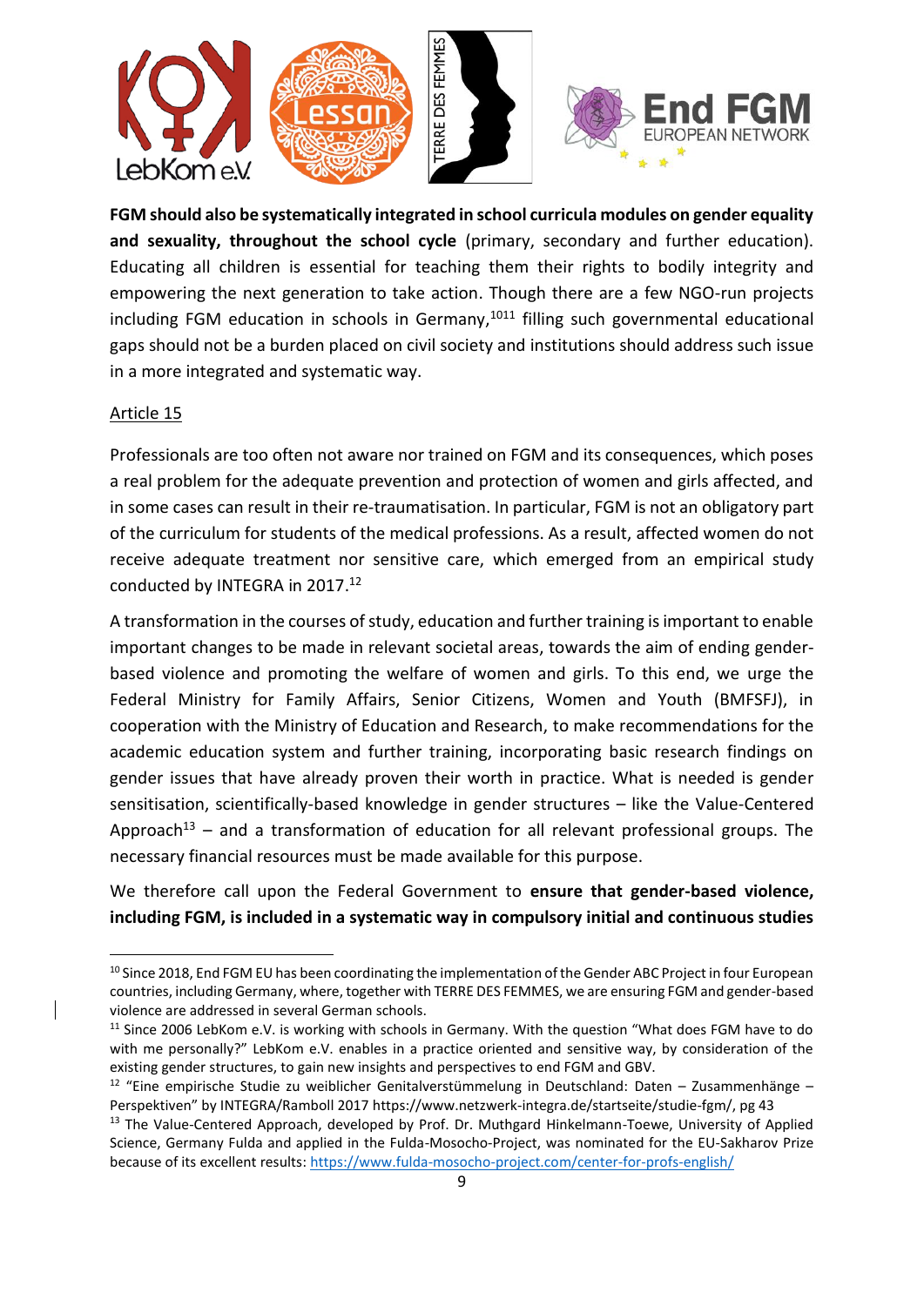**FGM should also be systematically integrated in school curricula modules on gender equality and sexuality, throughout the school cycle** (primary, secondary and further education). Educating all children is essential for teaching them their rights to bodily integrity and empowering the next generation to take action. Though there are a few NGO-run projects including FGM education in schools in Germany,[10][11] filling such governmental educational gaps should not be a burden placed on civil society and institutions should address such issue in a more integrated and systematic way.

Article 15

Professionals are too often not aware nor trained on FGM and its consequences, which poses a real problem for the adequate prevention and protection of women and girls affected, and in some cases can result in their re-traumatisation. In particular, FGM is not an obligatory part of the curriculum for students of the medical professions. As a result, affected women do not receive adequate treatment nor sensitive care, which emerged from an empirical study conducted by INTEGRA in 2017.[12]

A transformation in the courses of study, education and further training is important to enable important changes to be made in relevant societal areas, towards the aim of ending gender-based violence and promoting the welfare of women and girls. To this end, we urge the Federal Ministry for Family Affairs, Senior Citizens, Women and Youth (BMFSFJ), in cooperation with the Ministry of Education and Research, to make recommendations for the academic education system and further training, incorporating basic research findings on gender issues that have already proven their worth in practice. What is needed is gender sensitisation, scientifically-based knowledge in gender structures – like the Value-Centered Approach[13] – and a transformation of education for all relevant professional groups. The necessary financial resources must be made available for this purpose.

We therefore call upon the Federal Government to **ensure that gender-based violence, including FGM, is included in a systematic way in compulsory initial and continuous studies**

---

[10] Since 2018, End FGM EU has been coordinating the implementation of the Gender ABC Project in four European countries, including Germany, where, together with TERRE DES FEMMES, we are ensuring FGM and gender-based violence are addressed in several German schools.

[11] Since 2006 LebKom e.V. is working with schools in Germany. With the question "What does FGM have to do with me personally?" LebKom e.V. enables in a practice oriented and sensitive way, by consideration of the existing gender structures, to gain new insights and perspectives to end FGM and GBV.

[12] "Eine empirische Studie zu weiblicher Genitalverstümmelung in Deutschland: Daten – Zusammenhänge – Perspektiven" by INTEGRA/Ramboll 2017 https://www.netzwerk-integra.de/startseite/studie-fgm/, pg 43

[13] The Value-Centered Approach, developed by Prof. Dr. Muthgard Hinkelmann-Toewe, University of Applied Science, Germany Fulda and applied in the Fulda-Mosocho-Project, was nominated for the EU-Sakharov Prize because of its excellent results: https://www.fulda-mosocho-project.com/center-for-profs-english/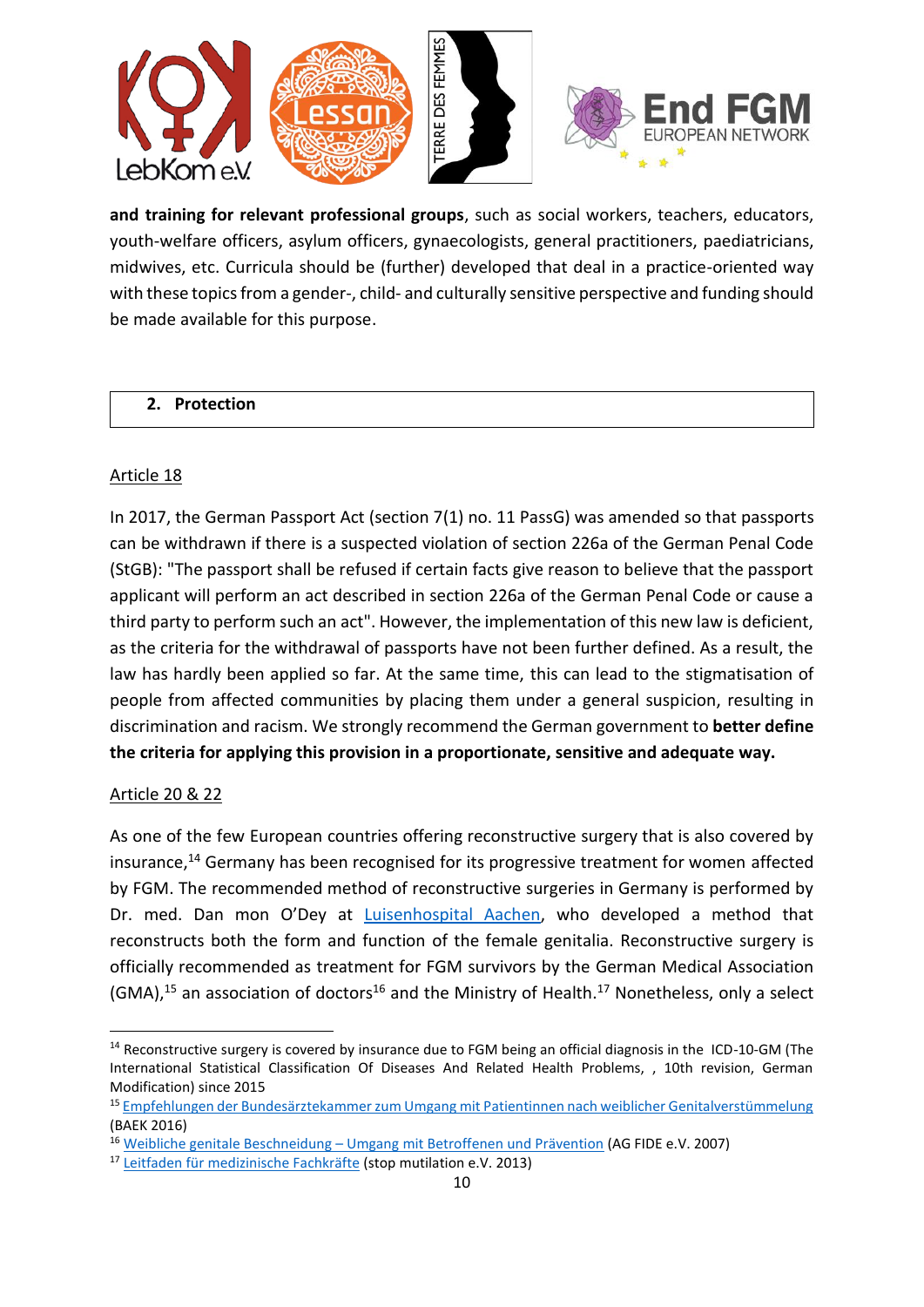**and training for relevant professional groups**, such as social workers, teachers, educators, youth-welfare officers, asylum officers, gynaecologists, general practitioners, paediatricians, midwives, etc. Curricula should be (further) developed that deal in a practice-oriented way with these topics from a gender-, child- and culturally sensitive perspective and funding should be made available for this purpose.

## 2. Protection

Article 18

In 2017, the German Passport Act (section 7(1) no. 11 PassG) was amended so that passports can be withdrawn if there is a suspected violation of section 226a of the German Penal Code (StGB): "The passport shall be refused if certain facts give reason to believe that the passport applicant will perform an act described in section 226a of the German Penal Code or cause a third party to perform such an act". However, the implementation of this new law is deficient, as the criteria for the withdrawal of passports have not been further defined. As a result, the law has hardly been applied so far. At the same time, this can lead to the stigmatisation of people from affected communities by placing them under a general suspicion, resulting in discrimination and racism. We strongly recommend the German government to **better define the criteria for applying this provision in a proportionate, sensitive and adequate way.**

Article 20 & 22

As one of the few European countries offering reconstructive surgery that is also covered by insurance,[14] Germany has been recognised for its progressive treatment for women affected by FGM. The recommended method of reconstructive surgeries in Germany is performed by Dr. med. Dan mon O'Dey at Luisenhospital Aachen, who developed a method that reconstructs both the form and function of the female genitalia. Reconstructive surgery is officially recommended as treatment for FGM survivors by the German Medical Association (GMA),[15] an association of doctors[16] and the Ministry of Health.[17] Nonetheless, only a select

---

[14] Reconstructive surgery is covered by insurance due to FGM being an official diagnosis in the ICD-10-GM (The International Statistical Classification Of Diseases And Related Health Problems, , 10th revision, German Modification) since 2015

[15] Empfehlungen der Bundesärztekammer zum Umgang mit Patientinnen nach weiblicher Genitalverstümmelung (BAEK 2016)

[16] Weibliche genitale Beschneidung – Umgang mit Betroffenen und Prävention (AG FIDE e.V. 2007)

[17] Leitfaden für medizinische Fachkräfte (stop mutilation e.V. 2013)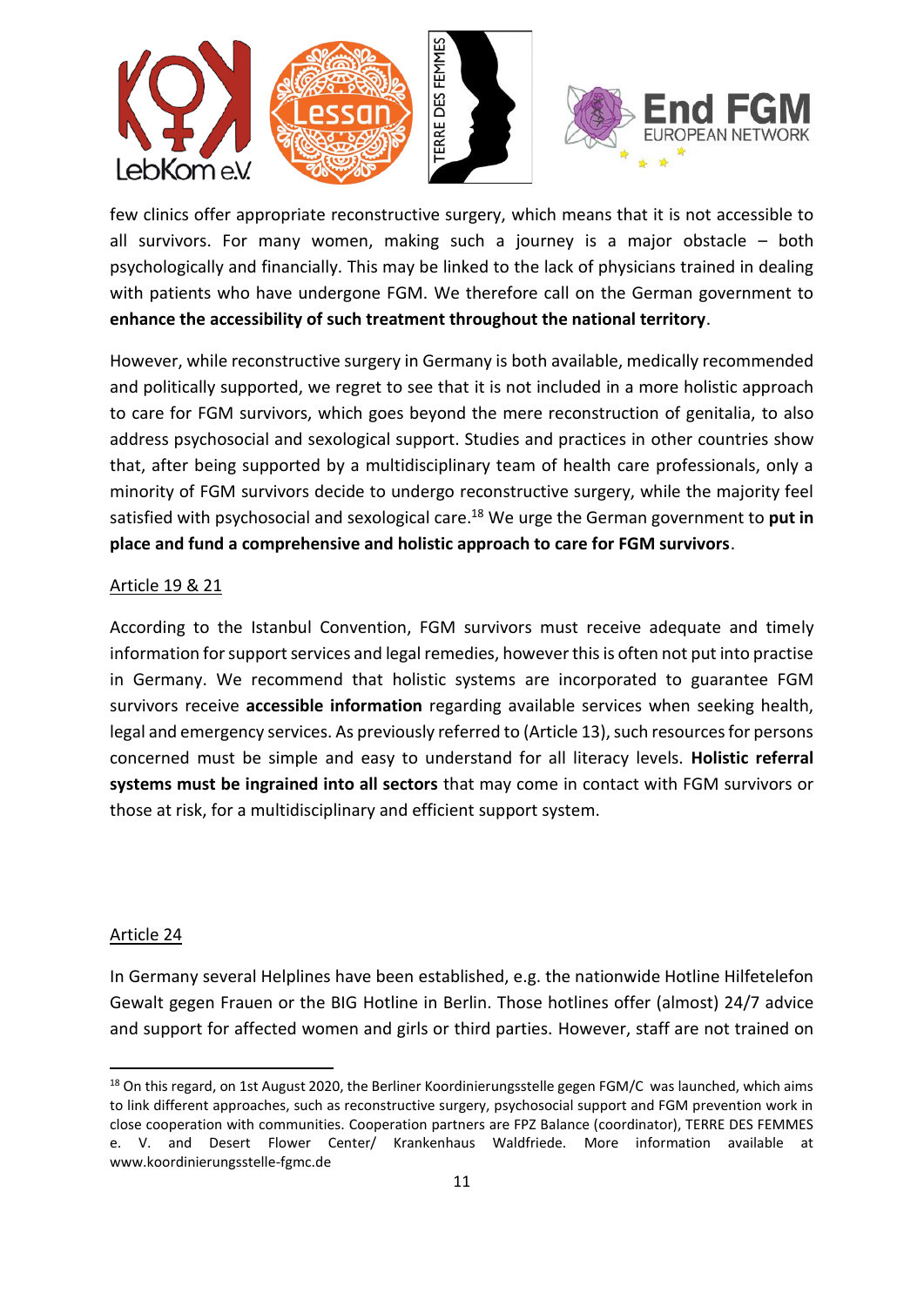few clinics offer appropriate reconstructive surgery, which means that it is not accessible to all survivors. For many women, making such a journey is a major obstacle – both psychologically and financially. This may be linked to the lack of physicians trained in dealing with patients who have undergone FGM. We therefore call on the German government to **enhance the accessibility of such treatment throughout the national territory**.

However, while reconstructive surgery in Germany is both available, medically recommended and politically supported, we regret to see that it is not included in a more holistic approach to care for FGM survivors, which goes beyond the mere reconstruction of genitalia, to also address psychosocial and sexological support. Studies and practices in other countries show that, after being supported by a multidisciplinary team of health care professionals, only a minority of FGM survivors decide to undergo reconstructive surgery, while the majority feel satisfied with psychosocial and sexological care.[18] We urge the German government to **put in place and fund a comprehensive and holistic approach to care for FGM survivors**.

## Article 19 & 21

According to the Istanbul Convention, FGM survivors must receive adequate and timely information for support services and legal remedies, however this is often not put into practise in Germany. We recommend that holistic systems are incorporated to guarantee FGM survivors receive **accessible information** regarding available services when seeking health, legal and emergency services. As previously referred to (Article 13), such resources for persons concerned must be simple and easy to understand for all literacy levels. **Holistic referral systems must be ingrained into all sectors** that may come in contact with FGM survivors or those at risk, for a multidisciplinary and efficient support system.

## Article 24

In Germany several Helplines have been established, e.g. the nationwide Hotline Hilfetelefon Gewalt gegen Frauen or the BIG Hotline in Berlin. Those hotlines offer (almost) 24/7 advice and support for affected women and girls or third parties. However, staff are not trained on

---

[18] On this regard, on 1st August 2020, the Berliner Koordinierungsstelle gegen FGM/C was launched, which aims to link different approaches, such as reconstructive surgery, psychosocial support and FGM prevention work in close cooperation with communities. Cooperation partners are FPZ Balance (coordinator), TERRE DES FEMMES e. V. and Desert Flower Center/ Krankenhaus Waldfriede. More information available at www.koordinierungsstelle-fgmc.de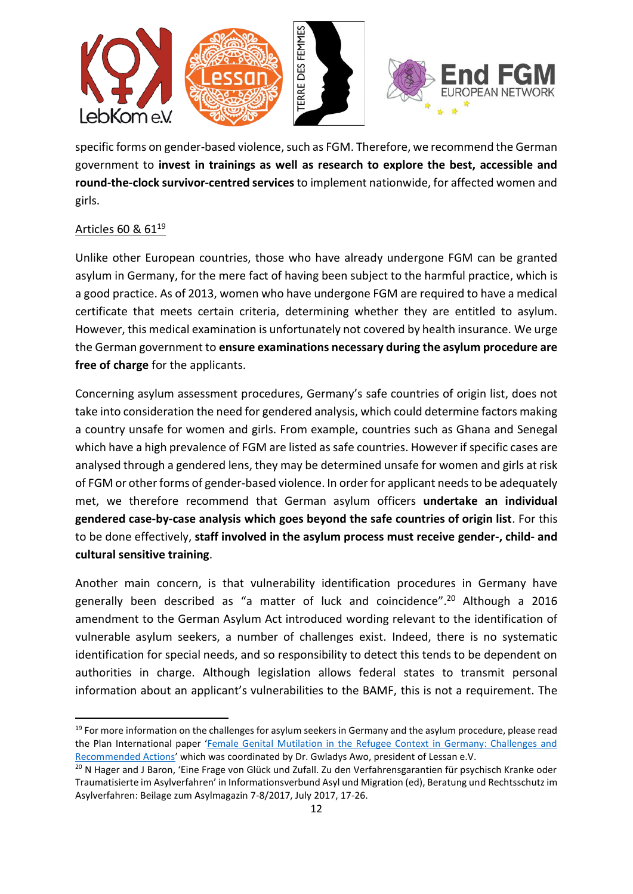specific forms on gender-based violence, such as FGM. Therefore, we recommend the German government to **invest in trainings as well as research to explore the best, accessible and round-the-clock survivor-centred services** to implement nationwide, for affected women and girls.

Articles 60 & 61[19]

Unlike other European countries, those who have already undergone FGM can be granted asylum in Germany, for the mere fact of having been subject to the harmful practice, which is a good practice. As of 2013, women who have undergone FGM are required to have a medical certificate that meets certain criteria, determining whether they are entitled to asylum. However, this medical examination is unfortunately not covered by health insurance. We urge the German government to **ensure examinations necessary during the asylum procedure are free of charge** for the applicants.

Concerning asylum assessment procedures, Germany's safe countries of origin list, does not take into consideration the need for gendered analysis, which could determine factors making a country unsafe for women and girls. From example, countries such as Ghana and Senegal which have a high prevalence of FGM are listed as safe countries. However if specific cases are analysed through a gendered lens, they may be determined unsafe for women and girls at risk of FGM or other forms of gender-based violence. In order for applicant needs to be adequately met, we therefore recommend that German asylum officers **undertake an individual gendered case-by-case analysis which goes beyond the safe countries of origin list**. For this to be done effectively, **staff involved in the asylum process must receive gender-, child- and cultural sensitive training**.

Another main concern, is that vulnerability identification procedures in Germany have generally been described as "a matter of luck and coincidence".[20] Although a 2016 amendment to the German Asylum Act introduced wording relevant to the identification of vulnerable asylum seekers, a number of challenges exist. Indeed, there is no systematic identification for special needs, and so responsibility to detect this tends to be dependent on authorities in charge. Although legislation allows federal states to transmit personal information about an applicant's vulnerabilities to the BAMF, this is not a requirement. The

---

[19] For more information on the challenges for asylum seekers in Germany and the asylum procedure, please read the Plan International paper 'Female Genital Mutilation in the Refugee Context in Germany: Challenges and Recommended Actions' which was coordinated by Dr. Gwladys Awo, president of Lessan e.V.

[20] N Hager and J Baron, 'Eine Frage von Glück und Zufall. Zu den Verfahrensgarantien für psychisch Kranke oder Traumatisierte im Asylverfahren' in Informationsverbund Asyl und Migration (ed), Beratung und Rechtsschutz im Asylverfahren: Beilage zum Asylmagazin 7-8/2017, July 2017, 17-26.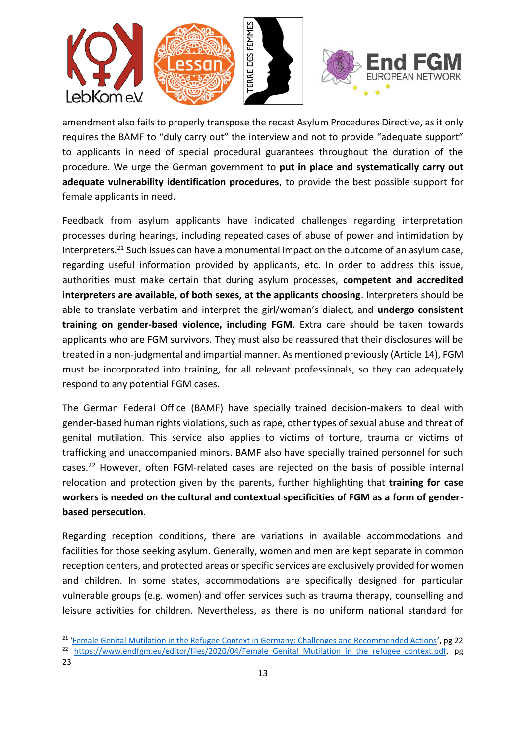amendment also fails to properly transpose the recast Asylum Procedures Directive, as it only requires the BAMF to "duly carry out" the interview and not to provide "adequate support" to applicants in need of special procedural guarantees throughout the duration of the procedure. We urge the German government to **put in place and systematically carry out adequate vulnerability identification procedures**, to provide the best possible support for female applicants in need.

Feedback from asylum applicants have indicated challenges regarding interpretation processes during hearings, including repeated cases of abuse of power and intimidation by interpreters.[21] Such issues can have a monumental impact on the outcome of an asylum case, regarding useful information provided by applicants, etc. In order to address this issue, authorities must make certain that during asylum processes, **competent and accredited interpreters are available, of both sexes, at the applicants choosing**. Interpreters should be able to translate verbatim and interpret the girl/woman's dialect, and **undergo consistent training on gender-based violence, including FGM**. Extra care should be taken towards applicants who are FGM survivors. They must also be reassured that their disclosures will be treated in a non-judgmental and impartial manner. As mentioned previously (Article 14), FGM must be incorporated into training, for all relevant professionals, so they can adequately respond to any potential FGM cases.

The German Federal Office (BAMF) have specially trained decision-makers to deal with gender-based human rights violations, such as rape, other types of sexual abuse and threat of genital mutilation. This service also applies to victims of torture, trauma or victims of trafficking and unaccompanied minors. BAMF also have specially trained personnel for such cases.[22] However, often FGM-related cases are rejected on the basis of possible internal relocation and protection given by the parents, further highlighting that **training for case workers is needed on the cultural and contextual specificities of FGM as a form of gender-based persecution**.

Regarding reception conditions, there are variations in available accommodations and facilities for those seeking asylum. Generally, women and men are kept separate in common reception centers, and protected areas or specific services are exclusively provided for women and children. In some states, accommodations are specifically designed for particular vulnerable groups (e.g. women) and offer services such as trauma therapy, counselling and leisure activities for children. Nevertheless, as there is no uniform national standard for

---

[21] 'Female Genital Mutilation in the Refugee Context in Germany: Challenges and Recommended Actions', pg 22

[22] https://www.endfgm.eu/editor/files/2020/04/Female_Genital_Mutilation_in_the_refugee_context.pdf, pg 23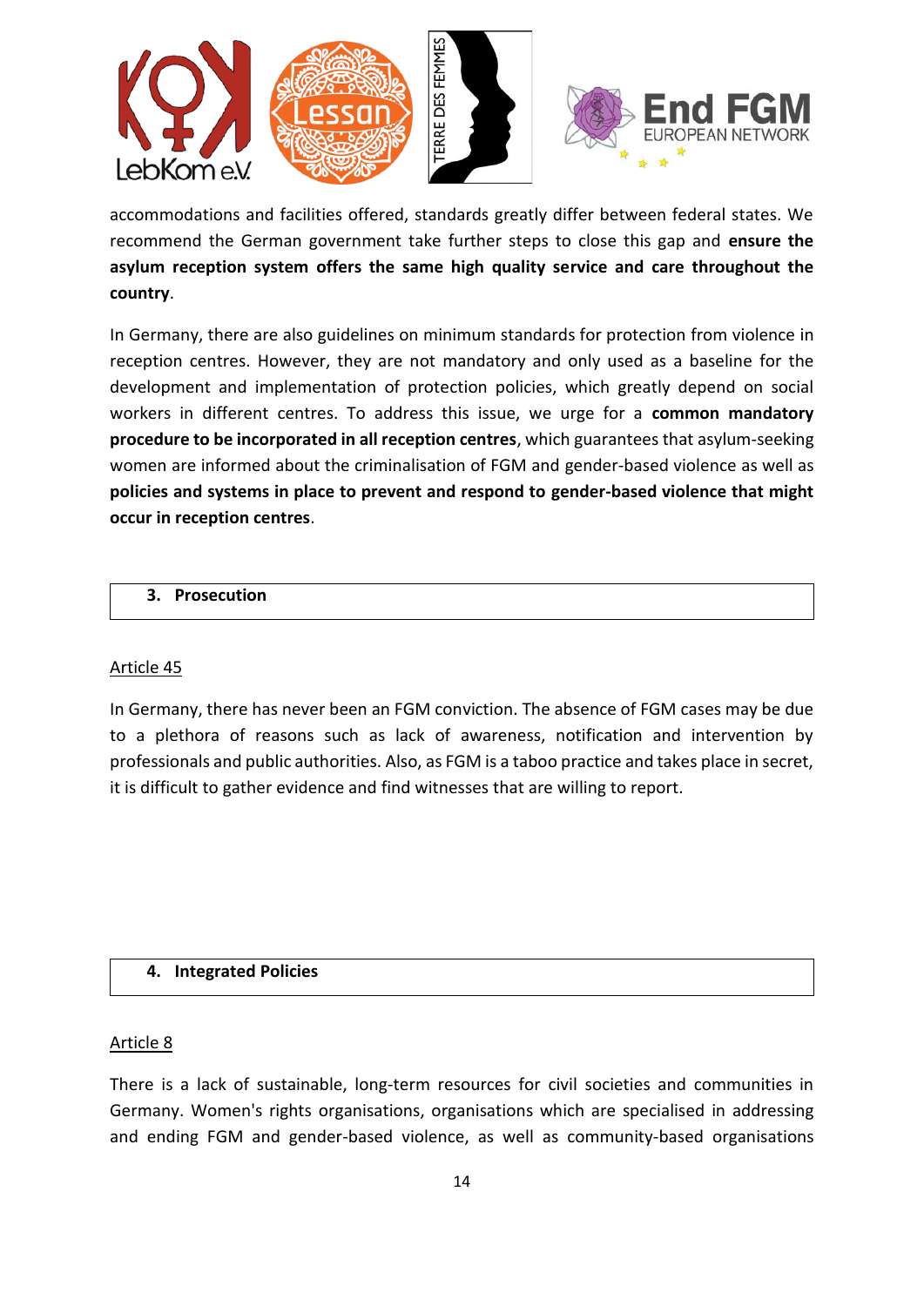accommodations and facilities offered, standards greatly differ between federal states. We recommend the German government take further steps to close this gap and **ensure the asylum reception system offers the same high quality service and care throughout the country**.

In Germany, there are also guidelines on minimum standards for protection from violence in reception centres. However, they are not mandatory and only used as a baseline for the development and implementation of protection policies, which greatly depend on social workers in different centres. To address this issue, we urge for a **common mandatory procedure to be incorporated in all reception centres**, which guarantees that asylum-seeking women are informed about the criminalisation of FGM and gender-based violence as well as **policies and systems in place to prevent and respond to gender-based violence that might occur in reception centres**.

## 3. Prosecution

Article 45

In Germany, there has never been an FGM conviction. The absence of FGM cases may be due to a plethora of reasons such as lack of awareness, notification and intervention by professionals and public authorities. Also, as FGM is a taboo practice and takes place in secret, it is difficult to gather evidence and find witnesses that are willing to report.

## 4. Integrated Policies

Article 8

There is a lack of sustainable, long-term resources for civil societies and communities in Germany. Women's rights organisations, organisations which are specialised in addressing and ending FGM and gender-based violence, as well as community-based organisations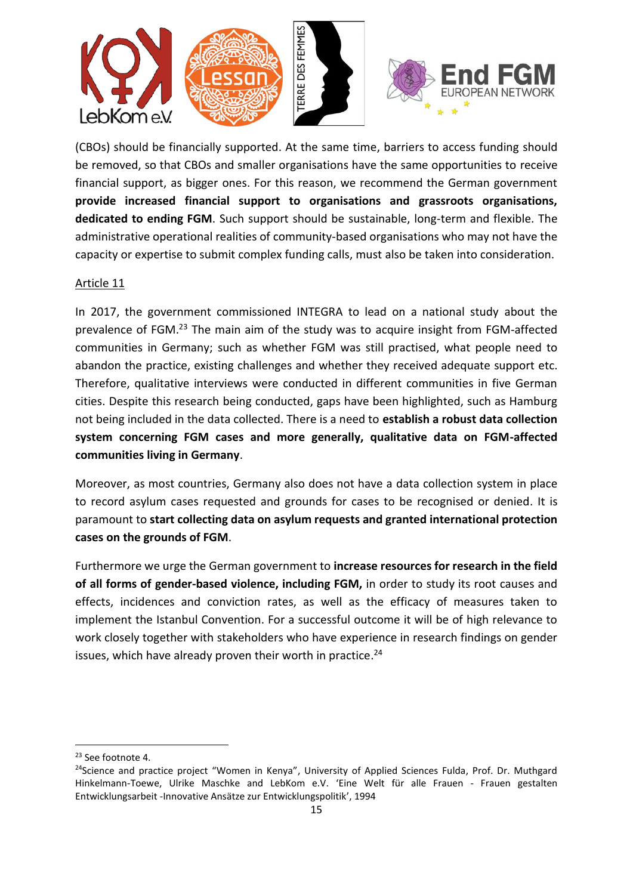(CBOs) should be financially supported. At the same time, barriers to access funding should be removed, so that CBOs and smaller organisations have the same opportunities to receive financial support, as bigger ones. For this reason, we recommend the German government **provide increased financial support to organisations and grassroots organisations, dedicated to ending FGM**. Such support should be sustainable, long-term and flexible. The administrative operational realities of community-based organisations who may not have the capacity or expertise to submit complex funding calls, must also be taken into consideration.

Article 11

In 2017, the government commissioned INTEGRA to lead on a national study about the prevalence of FGM.[23] The main aim of the study was to acquire insight from FGM-affected communities in Germany; such as whether FGM was still practised, what people need to abandon the practice, existing challenges and whether they received adequate support etc. Therefore, qualitative interviews were conducted in different communities in five German cities. Despite this research being conducted, gaps have been highlighted, such as Hamburg not being included in the data collected. There is a need to **establish a robust data collection system concerning FGM cases and more generally, qualitative data on FGM-affected communities living in Germany**.

Moreover, as most countries, Germany also does not have a data collection system in place to record asylum cases requested and grounds for cases to be recognised or denied. It is paramount to **start collecting data on asylum requests and granted international protection cases on the grounds of FGM**.

Furthermore we urge the German government to **increase resources for research in the field of all forms of gender-based violence, including FGM,** in order to study its root causes and effects, incidences and conviction rates, as well as the efficacy of measures taken to implement the Istanbul Convention. For a successful outcome it will be of high relevance to work closely together with stakeholders who have experience in research findings on gender issues, which have already proven their worth in practice.[24]

---

[23] See footnote 4.

[24] Science and practice project "Women in Kenya", University of Applied Sciences Fulda, Prof. Dr. Muthgard Hinkelmann-Toewe, Ulrike Maschke and LebKom e.V. 'Eine Welt für alle Frauen - Frauen gestalten Entwicklungsarbeit -Innovative Ansätze zur Entwicklungspolitik', 1994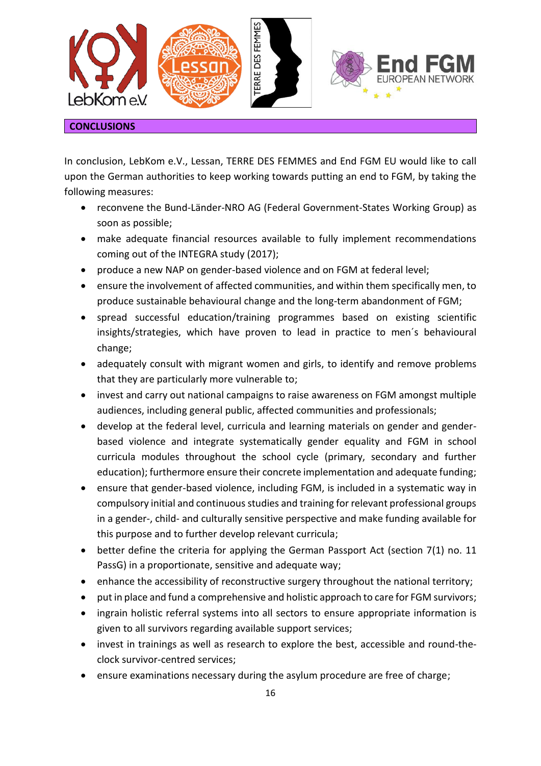## CONCLUSIONS

In conclusion, LebKom e.V., Lessan, TERRE DES FEMMES and End FGM EU would like to call upon the German authorities to keep working towards putting an end to FGM, by taking the following measures:

- reconvene the Bund-Länder-NRO AG (Federal Government-States Working Group) as soon as possible;
- make adequate financial resources available to fully implement recommendations coming out of the INTEGRA study (2017);
- produce a new NAP on gender-based violence and on FGM at federal level;
- ensure the involvement of affected communities, and within them specifically men, to produce sustainable behavioural change and the long-term abandonment of FGM;
- spread successful education/training programmes based on existing scientific insights/strategies, which have proven to lead in practice to men´s behavioural change;
- adequately consult with migrant women and girls, to identify and remove problems that they are particularly more vulnerable to;
- invest and carry out national campaigns to raise awareness on FGM amongst multiple audiences, including general public, affected communities and professionals;
- develop at the federal level, curricula and learning materials on gender and gender-based violence and integrate systematically gender equality and FGM in school curricula modules throughout the school cycle (primary, secondary and further education); furthermore ensure their concrete implementation and adequate funding;
- ensure that gender-based violence, including FGM, is included in a systematic way in compulsory initial and continuous studies and training for relevant professional groups in a gender-, child- and culturally sensitive perspective and make funding available for this purpose and to further develop relevant curricula;
- better define the criteria for applying the German Passport Act (section 7(1) no. 11 PassG) in a proportionate, sensitive and adequate way;
- enhance the accessibility of reconstructive surgery throughout the national territory;
- put in place and fund a comprehensive and holistic approach to care for FGM survivors;
- ingrain holistic referral systems into all sectors to ensure appropriate information is given to all survivors regarding available support services;
- invest in trainings as well as research to explore the best, accessible and round-the-clock survivor-centred services;
- ensure examinations necessary during the asylum procedure are free of charge;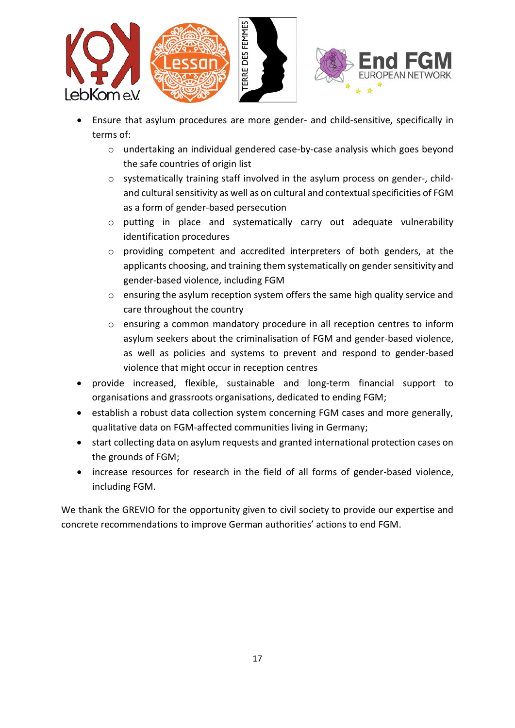- Ensure that asylum procedures are more gender- and child-sensitive, specifically in terms of:
    - undertaking an individual gendered case-by-case analysis which goes beyond the safe countries of origin list
    - systematically training staff involved in the asylum process on gender-, child- and cultural sensitivity as well as on cultural and contextual specificities of FGM as a form of gender-based persecution
    - putting in place and systematically carry out adequate vulnerability identification procedures
    - providing competent and accredited interpreters of both genders, at the applicants choosing, and training them systematically on gender sensitivity and gender-based violence, including FGM
    - ensuring the asylum reception system offers the same high quality service and care throughout the country
    - ensuring a common mandatory procedure in all reception centres to inform asylum seekers about the criminalisation of FGM and gender-based violence, as well as policies and systems to prevent and respond to gender-based violence that might occur in reception centres
- provide increased, flexible, sustainable and long-term financial support to organisations and grassroots organisations, dedicated to ending FGM;
- establish a robust data collection system concerning FGM cases and more generally, qualitative data on FGM-affected communities living in Germany;
- start collecting data on asylum requests and granted international protection cases on the grounds of FGM;
- increase resources for research in the field of all forms of gender-based violence, including FGM.

We thank the GREVIO for the opportunity given to civil society to provide our expertise and concrete recommendations to improve German authorities' actions to end FGM.